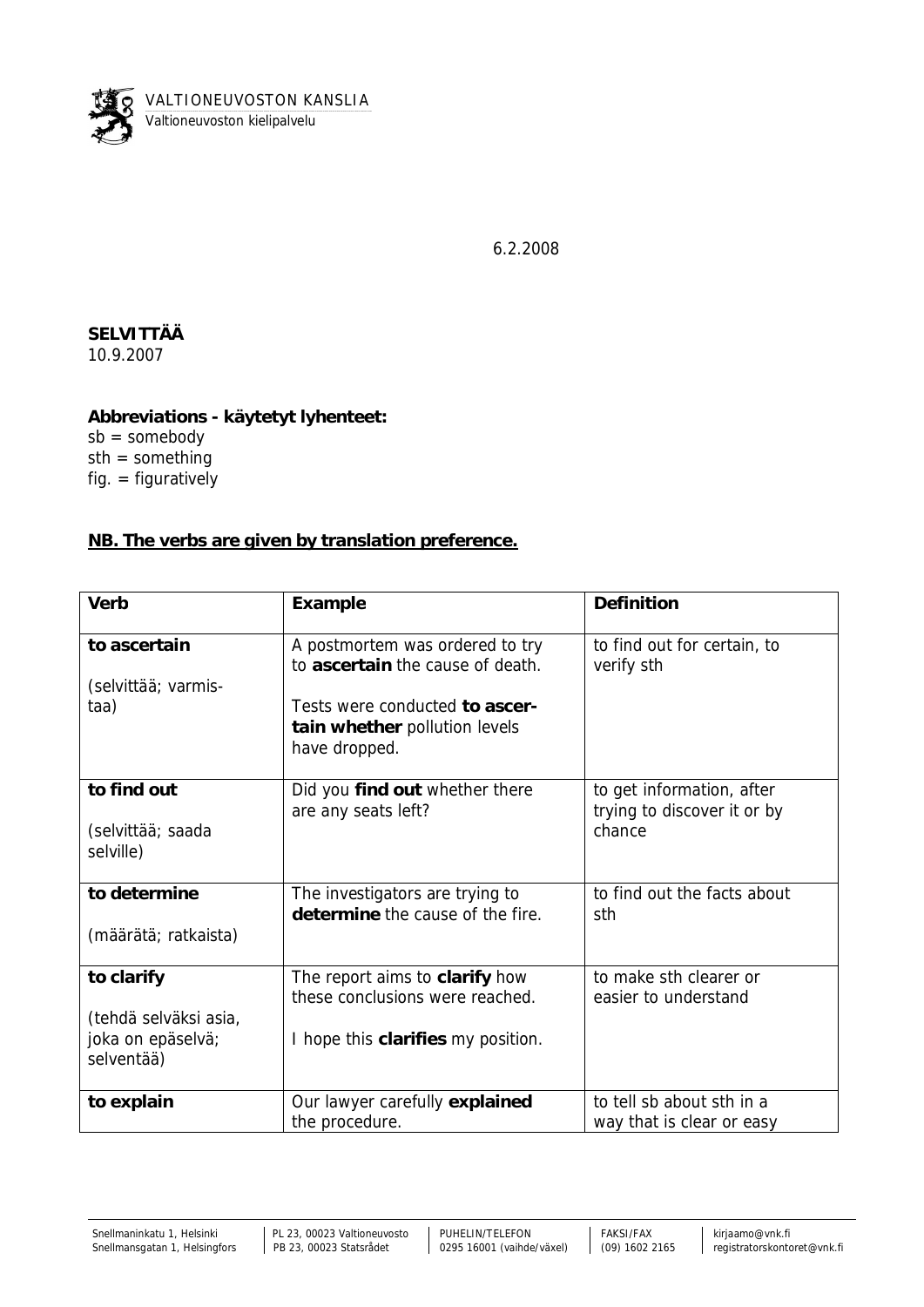VALTIONEUVOSTON KANSLIA
Valtioneuvoston kielipalvelu

6.2.2008

**SELVITTÄÄ**
10.9.2007

**Abbreviations - käytetyt lyhenteet:**
sb = somebody
sth = something
fig. = figuratively

**NB. The verbs are given by translation preference.**

| Verb | Example | Definition |
|---|---|---|
| **to ascertain**<br><br>(selvittää; varmis-taa) | A postmortem was ordered to try to **ascertain** the cause of death.<br><br>Tests were conducted **to ascer-tain whether** pollution levels have dropped. | to find out for certain, to verify sth |
| **to find out**<br><br>(selvittää; saada selville) | Did you **find out** whether there are any seats left? | to get information, after trying to discover it or by chance |
| **to determine**<br><br>(määrätä; ratkaista) | The investigators are trying to **determine** the cause of the fire. | to find out the facts about sth |
| **to clarify**<br><br>(tehdä selväksi asia, joka on epäselvä; selventää) | The report aims to **clarify** how these conclusions were reached.<br><br>I hope this **clarifies** my position. | to make sth clearer or easier to understand |
| **to explain** | Our lawyer carefully **explained** the procedure. | to tell sb about sth in a way that is clear or easy |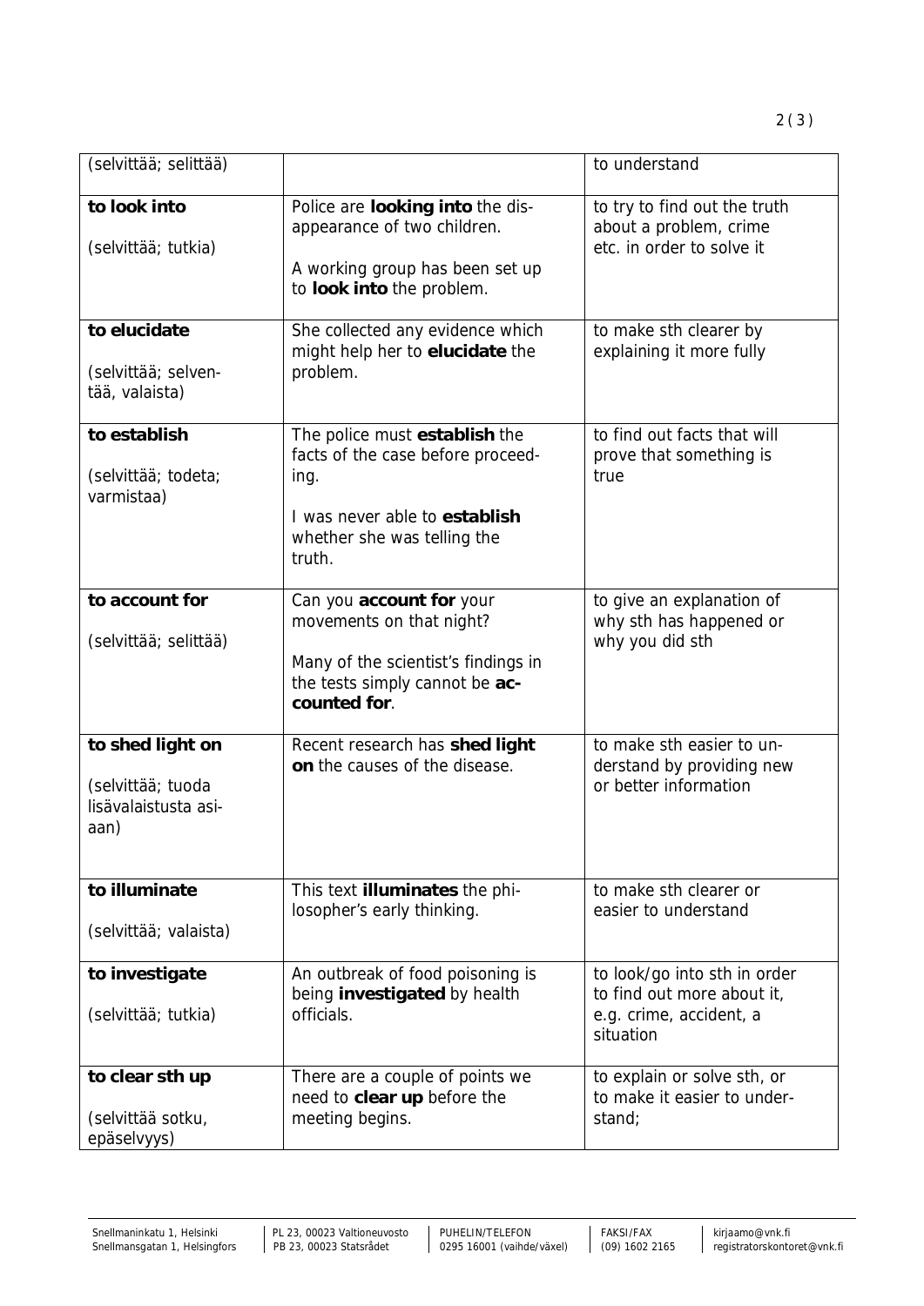| | | |
|---|---|---|
| (selvittää; selittää) | | to understand |
| **to look into**<br><br>(selvittää; tutkia) | Police are **looking into** the disappearance of two children.<br><br>A working group has been set up to **look into** the problem. | to try to find out the truth about a problem, crime etc. in order to solve it |
| **to elucidate**<br><br>(selvittää; selventää, valaista) | She collected any evidence which might help her to **elucidate** the problem. | to make sth clearer by explaining it more fully |
| **to establish**<br><br>(selvittää; todeta; varmistaa) | The police must **establish** the facts of the case before proceeding.<br><br>I was never able to **establish** whether she was telling the truth. | to find out facts that will prove that something is true |
| **to account for**<br><br>(selvittää; selittää) | Can you **account for** your movements on that night?<br><br>Many of the scientist's findings in the tests simply cannot be **accounted for**. | to give an explanation of why sth has happened or why you did sth |
| **to shed light on**<br><br>(selvittää; tuoda lisävalaistusta asiaan) | Recent research has **shed light on** the causes of the disease. | to make sth easier to understand by providing new or better information |
| **to illuminate**<br><br>(selvittää; valaista) | This text **illuminates** the philosopher's early thinking. | to make sth clearer or easier to understand |
| **to investigate**<br><br>(selvittää; tutkia) | An outbreak of food poisoning is being **investigated** by health officials. | to look/go into sth in order to find out more about it, e.g. crime, accident, a situation |
| **to clear sth up**<br><br>(selvittää sotku, epäselvyys) | There are a couple of points we need to **clear up** before the meeting begins. | to explain or solve sth, or to make it easier to understand; |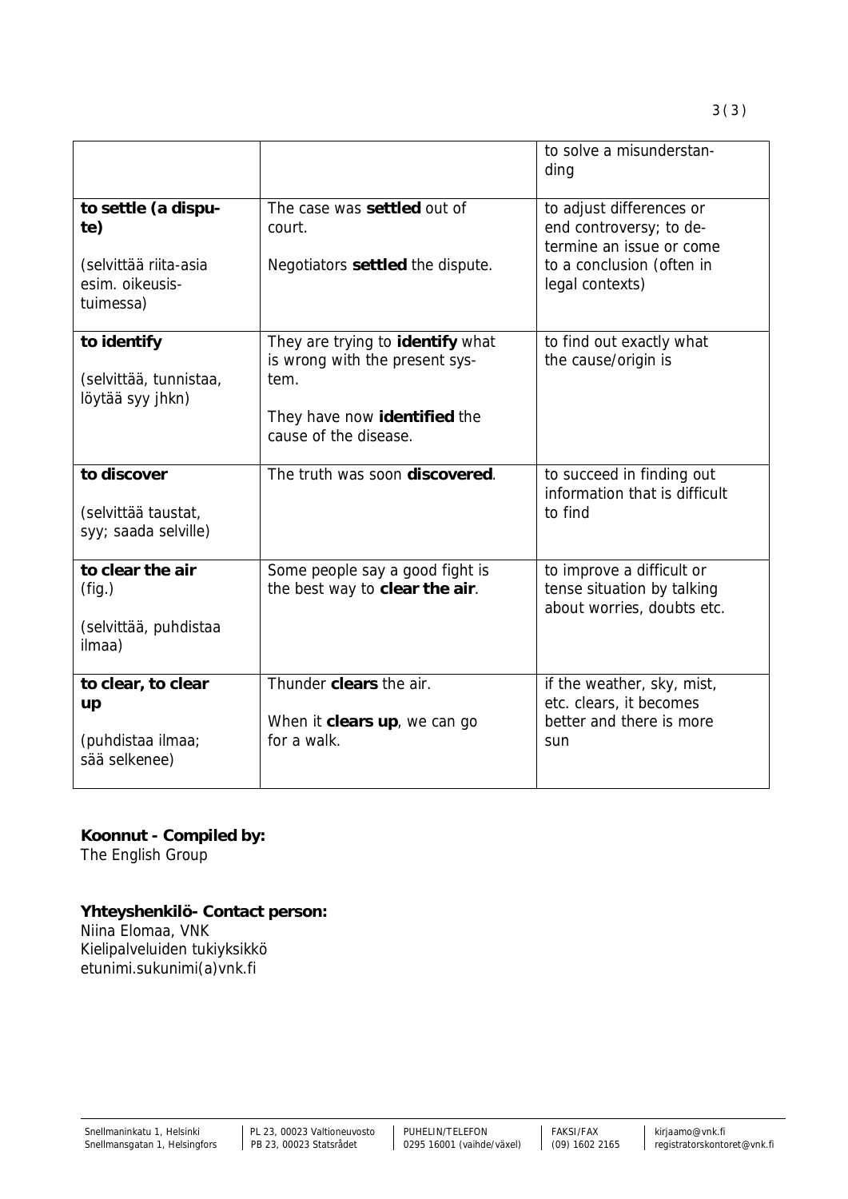| | | |
|---|---|---|
| | | to solve a misunderstanding |
| **to settle (a dispute)**<br><br>(selvittää riita-asia esim. oikeusistuimessa) | The case was **settled** out of court.<br><br>Negotiators **settled** the dispute. | to adjust differences or end controversy; to determine an issue or come to a conclusion (often in legal contexts) |
| **to identify**<br><br>(selvittää, tunnistaa, löytää syy jhkn) | They are trying to **identify** what is wrong with the present system.<br><br>They have now **identified** the cause of the disease. | to find out exactly what the cause/origin is |
| **to discover**<br><br>(selvittää taustat, syy; saada selville) | The truth was soon **discovered**. | to succeed in finding out information that is difficult to find |
| **to clear the air** (fig.)<br><br>(selvittää, puhdistaa ilmaa) | Some people say a good fight is the best way to **clear the air**. | to improve a difficult or tense situation by talking about worries, doubts etc. |
| **to clear, to clear up**<br><br>(puhdistaa ilmaa; sää selkenee) | Thunder **clears** the air.<br><br>When it **clears up**, we can go for a walk. | if the weather, sky, mist, etc. clears, it becomes better and there is more sun |

**Koonnut - Compiled by:**
The English Group

**Yhteyshenkilö- Contact person:**
Niina Elomaa, VNK
Kielipalveluiden tukiyksikkö
etunimi.sukunimi(a)vnk.fi